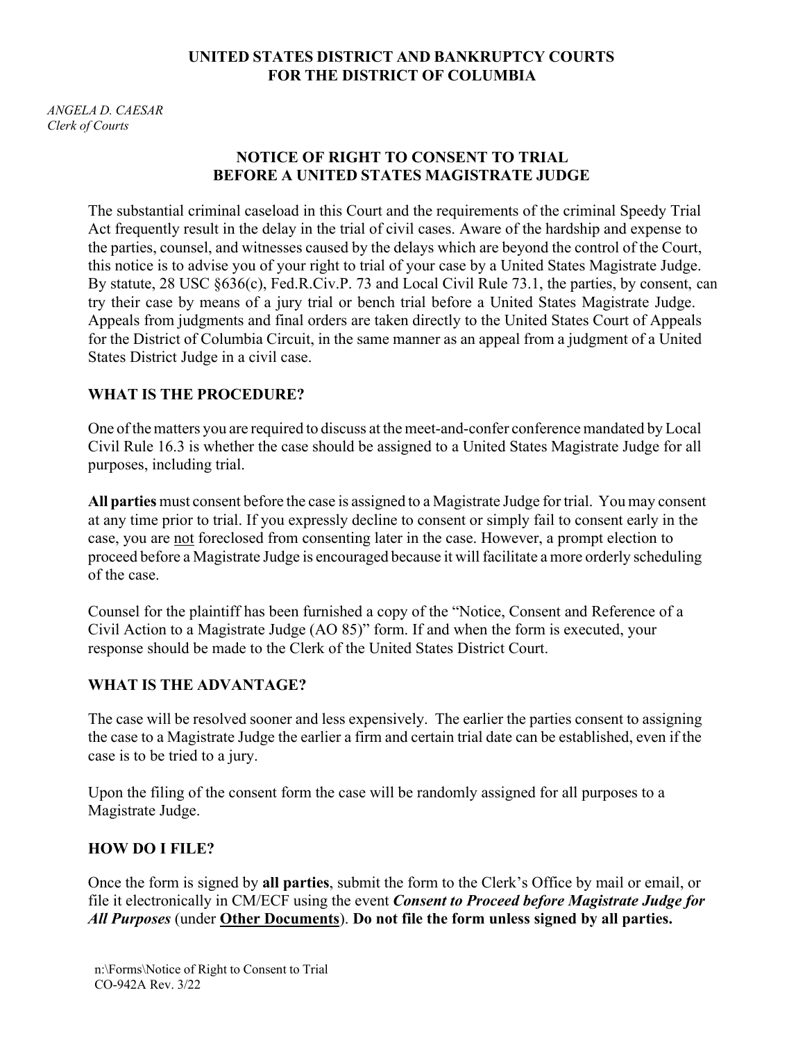**UNITED STATES DISTRICT AND BANKRUPTCY COURTS**
**FOR THE DISTRICT OF COLUMBIA**

*ANGELA D. CAESAR*
*Clerk of Courts*

## NOTICE OF RIGHT TO CONSENT TO TRIAL BEFORE A UNITED STATES MAGISTRATE JUDGE

The substantial criminal caseload in this Court and the requirements of the criminal Speedy Trial Act frequently result in the delay in the trial of civil cases. Aware of the hardship and expense to the parties, counsel, and witnesses caused by the delays which are beyond the control of the Court, this notice is to advise you of your right to trial of your case by a United States Magistrate Judge. By statute, 28 USC §636(c), Fed.R.Civ.P. 73 and Local Civil Rule 73.1, the parties, by consent, can try their case by means of a jury trial or bench trial before a United States Magistrate Judge. Appeals from judgments and final orders are taken directly to the United States Court of Appeals for the District of Columbia Circuit, in the same manner as an appeal from a judgment of a United States District Judge in a civil case.

### WHAT IS THE PROCEDURE?

One of the matters you are required to discuss at the meet-and-confer conference mandated by Local Civil Rule 16.3 is whether the case should be assigned to a United States Magistrate Judge for all purposes, including trial.

**All parties** must consent before the case is assigned to a Magistrate Judge for trial. You may consent at any time prior to trial. If you expressly decline to consent or simply fail to consent early in the case, you are <u>not</u> foreclosed from consenting later in the case. However, a prompt election to proceed before a Magistrate Judge is encouraged because it will facilitate a more orderly scheduling of the case.

Counsel for the plaintiff has been furnished a copy of the "Notice, Consent and Reference of a Civil Action to a Magistrate Judge (AO 85)" form. If and when the form is executed, your response should be made to the Clerk of the United States District Court.

### WHAT IS THE ADVANTAGE?

The case will be resolved sooner and less expensively. The earlier the parties consent to assigning the case to a Magistrate Judge the earlier a firm and certain trial date can be established, even if the case is to be tried to a jury.

Upon the filing of the consent form the case will be randomly assigned for all purposes to a Magistrate Judge.

### HOW DO I FILE?

Once the form is signed by **all parties**, submit the form to the Clerk's Office by mail or email, or file it electronically in CM/ECF using the event ***Consent to Proceed before Magistrate Judge for All Purposes*** (under **<u>Other Documents</u>**). **Do not file the form unless signed by all parties.**

n:\Forms\Notice of Right to Consent to Trial
CO-942A Rev. 3/22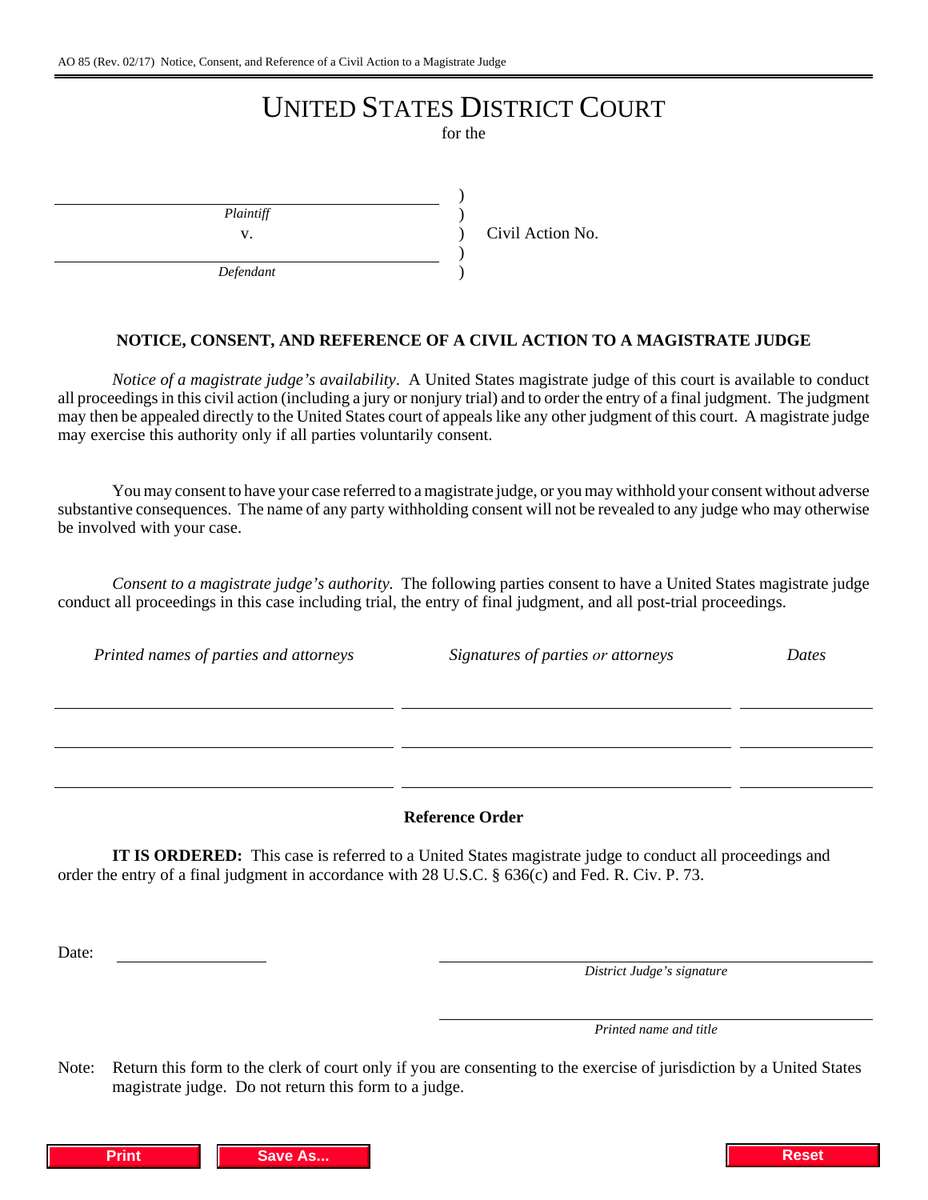AO 85 (Rev. 02/17) Notice, Consent, and Reference of a Civil Action to a Magistrate Judge

# UNITED STATES DISTRICT COURT

for the

_______________________________________
*Plaintiff*
v.
_______________________________________
*Defendant*

Civil Action No.

## NOTICE, CONSENT, AND REFERENCE OF A CIVIL ACTION TO A MAGISTRATE JUDGE

*Notice of a magistrate judge's availability*. A United States magistrate judge of this court is available to conduct all proceedings in this civil action (including a jury or nonjury trial) and to order the entry of a final judgment. The judgment may then be appealed directly to the United States court of appeals like any other judgment of this court. A magistrate judge may exercise this authority only if all parties voluntarily consent.

You may consent to have your case referred to a magistrate judge, or you may withhold your consent without adverse substantive consequences. The name of any party withholding consent will not be revealed to any judge who may otherwise be involved with your case.

*Consent to a magistrate judge's authority*. The following parties consent to have a United States magistrate judge conduct all proceedings in this case including trial, the entry of final judgment, and all post-trial proceedings.

| *Printed names of parties and attorneys* | *Signatures of parties or attorneys* | *Dates* |
|---|---|---|
| | | |
| | | |
| | | |

### Reference Order

**IT IS ORDERED:** This case is referred to a United States magistrate judge to conduct all proceedings and order the entry of a final judgment in accordance with 28 U.S.C. § 636(c) and Fed. R. Civ. P. 73.

Date: ____________

_______________________________________
*District Judge's signature*

_______________________________________
*Printed name and title*

Note: Return this form to the clerk of court only if you are consenting to the exercise of jurisdiction by a United States magistrate judge. Do not return this form to a judge.

Print | Save As... | Reset